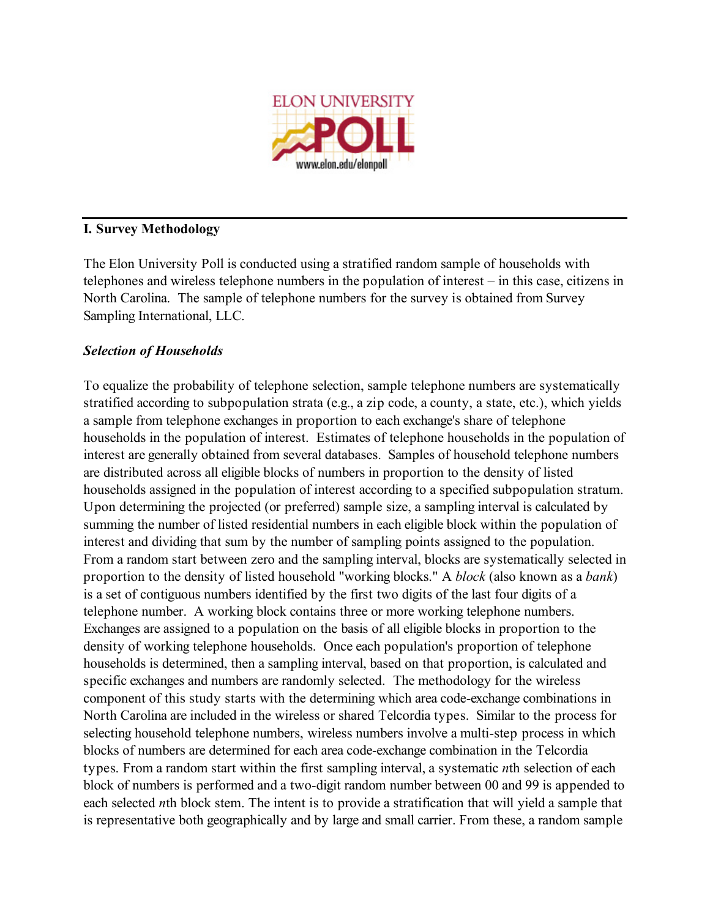ELON UNIVERSITY POLL

www.elon.edu/elonpoll

## I. Survey Methodology

The Elon University Poll is conducted using a stratified random sample of households with telephones and wireless telephone numbers in the population of interest – in this case, citizens in North Carolina. The sample of telephone numbers for the survey is obtained from Survey Sampling International, LLC.

### *Selection of Households*

To equalize the probability of telephone selection, sample telephone numbers are systematically stratified according to subpopulation strata (e.g., a zip code, a county, a state, etc.), which yields a sample from telephone exchanges in proportion to each exchange's share of telephone households in the population of interest. Estimates of telephone households in the population of interest are generally obtained from several databases. Samples of household telephone numbers are distributed across all eligible blocks of numbers in proportion to the density of listed households assigned in the population of interest according to a specified subpopulation stratum. Upon determining the projected (or preferred) sample size, a sampling interval is calculated by summing the number of listed residential numbers in each eligible block within the population of interest and dividing that sum by the number of sampling points assigned to the population. From a random start between zero and the sampling interval, blocks are systematically selected in proportion to the density of listed household "working blocks." A *block* (also known as a *bank*) is a set of contiguous numbers identified by the first two digits of the last four digits of a telephone number. A working block contains three or more working telephone numbers. Exchanges are assigned to a population on the basis of all eligible blocks in proportion to the density of working telephone households. Once each population's proportion of telephone households is determined, then a sampling interval, based on that proportion, is calculated and specific exchanges and numbers are randomly selected. The methodology for the wireless component of this study starts with the determining which area code-exchange combinations in North Carolina are included in the wireless or shared Telcordia types. Similar to the process for selecting household telephone numbers, wireless numbers involve a multi-step process in which blocks of numbers are determined for each area code-exchange combination in the Telcordia types. From a random start within the first sampling interval, a systematic *n*th selection of each block of numbers is performed and a two-digit random number between 00 and 99 is appended to each selected *n*th block stem. The intent is to provide a stratification that will yield a sample that is representative both geographically and by large and small carrier. From these, a random sample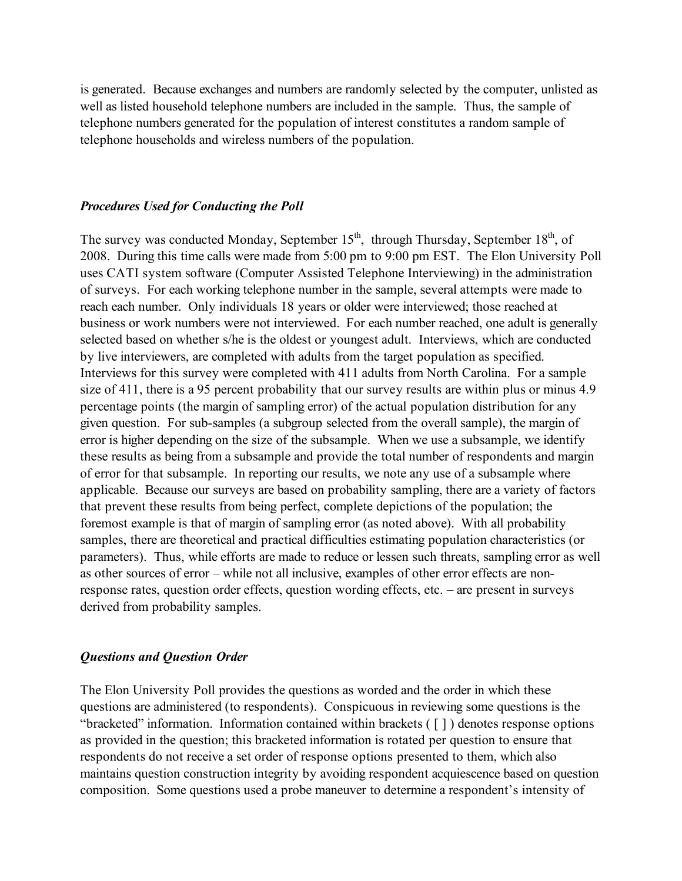is generated. Because exchanges and numbers are randomly selected by the computer, unlisted as well as listed household telephone numbers are included in the sample. Thus, the sample of telephone numbers generated for the population of interest constitutes a random sample of telephone households and wireless numbers of the population.

### *Procedures Used for Conducting the Poll*

The survey was conducted Monday, September 15th, through Thursday, September 18th, of 2008. During this time calls were made from 5:00 pm to 9:00 pm EST. The Elon University Poll uses CATI system software (Computer Assisted Telephone Interviewing) in the administration of surveys. For each working telephone number in the sample, several attempts were made to reach each number. Only individuals 18 years or older were interviewed; those reached at business or work numbers were not interviewed. For each number reached, one adult is generally selected based on whether s/he is the oldest or youngest adult. Interviews, which are conducted by live interviewers, are completed with adults from the target population as specified. Interviews for this survey were completed with 411 adults from North Carolina. For a sample size of 411, there is a 95 percent probability that our survey results are within plus or minus 4.9 percentage points (the margin of sampling error) of the actual population distribution for any given question. For sub-samples (a subgroup selected from the overall sample), the margin of error is higher depending on the size of the subsample. When we use a subsample, we identify these results as being from a subsample and provide the total number of respondents and margin of error for that subsample. In reporting our results, we note any use of a subsample where applicable. Because our surveys are based on probability sampling, there are a variety of factors that prevent these results from being perfect, complete depictions of the population; the foremost example is that of margin of sampling error (as noted above). With all probability samples, there are theoretical and practical difficulties estimating population characteristics (or parameters). Thus, while efforts are made to reduce or lessen such threats, sampling error as well as other sources of error – while not all inclusive, examples of other error effects are non-response rates, question order effects, question wording effects, etc. – are present in surveys derived from probability samples.

### *Questions and Question Order*

The Elon University Poll provides the questions as worded and the order in which these questions are administered (to respondents). Conspicuous in reviewing some questions is the "bracketed" information. Information contained within brackets ( [ ] ) denotes response options as provided in the question; this bracketed information is rotated per question to ensure that respondents do not receive a set order of response options presented to them, which also maintains question construction integrity by avoiding respondent acquiescence based on question composition. Some questions used a probe maneuver to determine a respondent's intensity of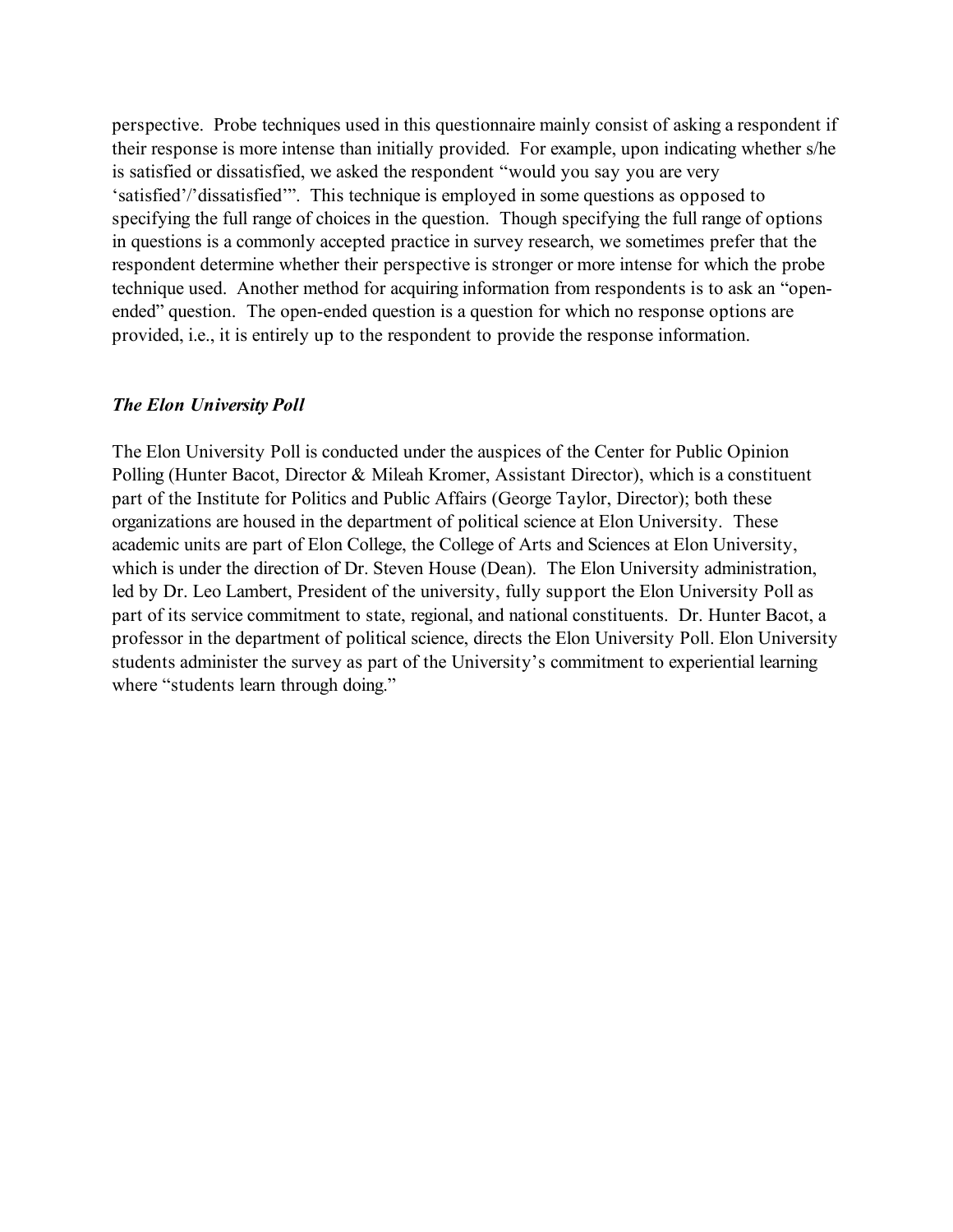perspective. Probe techniques used in this questionnaire mainly consist of asking a respondent if their response is more intense than initially provided. For example, upon indicating whether s/he is satisfied or dissatisfied, we asked the respondent "would you say you are very 'satisfied'/'dissatisfied'". This technique is employed in some questions as opposed to specifying the full range of choices in the question. Though specifying the full range of options in questions is a commonly accepted practice in survey research, we sometimes prefer that the respondent determine whether their perspective is stronger or more intense for which the probe technique used. Another method for acquiring information from respondents is to ask an "open-ended" question. The open-ended question is a question for which no response options are provided, i.e., it is entirely up to the respondent to provide the response information.

### *The Elon University Poll*

The Elon University Poll is conducted under the auspices of the Center for Public Opinion Polling (Hunter Bacot, Director & Mileah Kromer, Assistant Director), which is a constituent part of the Institute for Politics and Public Affairs (George Taylor, Director); both these organizations are housed in the department of political science at Elon University. These academic units are part of Elon College, the College of Arts and Sciences at Elon University, which is under the direction of Dr. Steven House (Dean). The Elon University administration, led by Dr. Leo Lambert, President of the university, fully support the Elon University Poll as part of its service commitment to state, regional, and national constituents. Dr. Hunter Bacot, a professor in the department of political science, directs the Elon University Poll. Elon University students administer the survey as part of the University's commitment to experiential learning where "students learn through doing."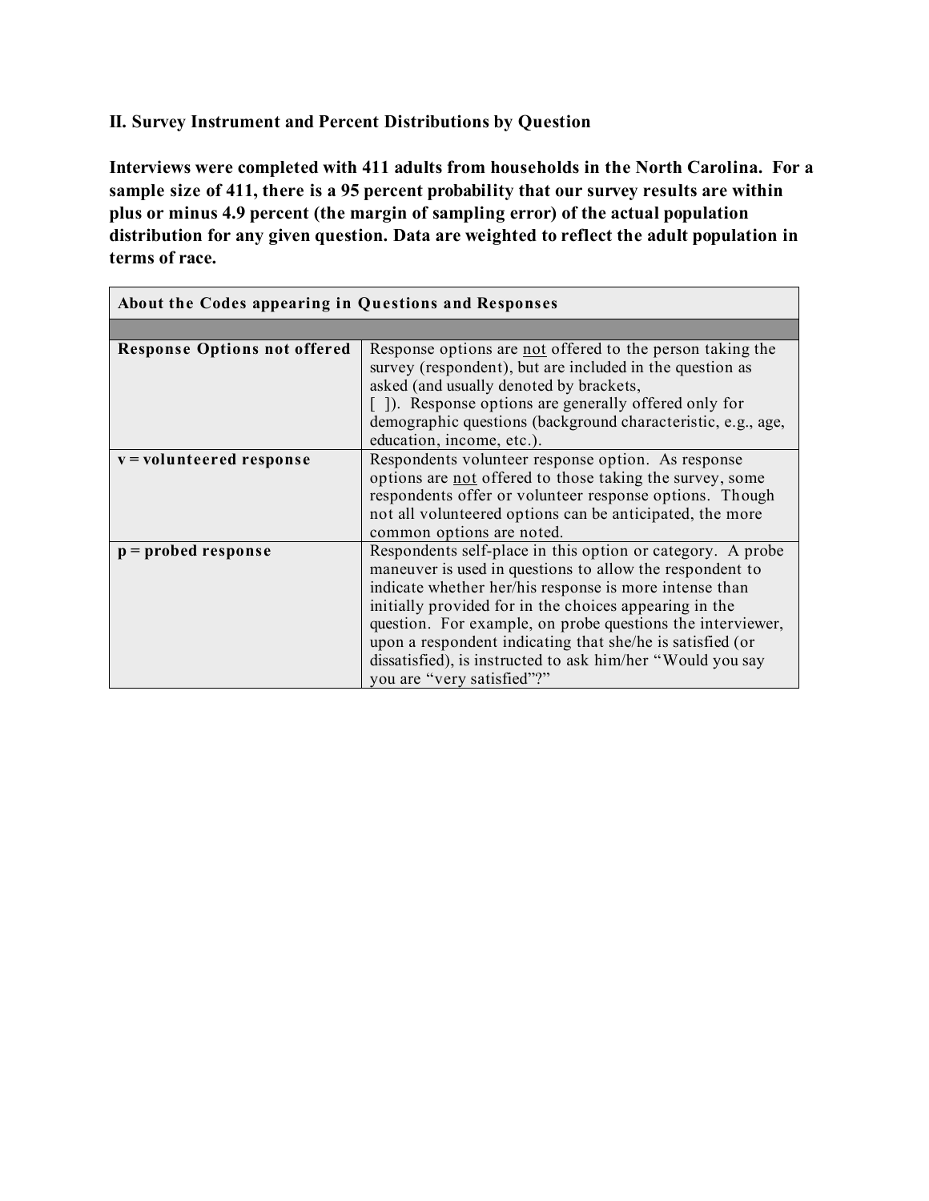## II. Survey Instrument and Percent Distributions by Question

**Interviews were completed with 411 adults from households in the North Carolina. For a sample size of 411, there is a 95 percent probability that our survey results are within plus or minus 4.9 percent (the margin of sampling error) of the actual population distribution for any given question. Data are weighted to reflect the adult population in terms of race.**

| About the Codes appearing in Questions and Responses | |
|---|---|
| | |
| **Response Options not offered** | Response options are not offered to the person taking the survey (respondent), but are included in the question as asked (and usually denoted by brackets, [ ]). Response options are generally offered only for demographic questions (background characteristic, e.g., age, education, income, etc.). |
| **v = volunteered response** | Respondents volunteer response option. As response options are not offered to those taking the survey, some respondents offer or volunteer response options. Though not all volunteered options can be anticipated, the more common options are noted. |
| **p = probed response** | Respondents self-place in this option or category. A probe maneuver is used in questions to allow the respondent to indicate whether her/his response is more intense than initially provided for in the choices appearing in the question. For example, on probe questions the interviewer, upon a respondent indicating that she/he is satisfied (or dissatisfied), is instructed to ask him/her "Would you say you are "very satisfied"?" |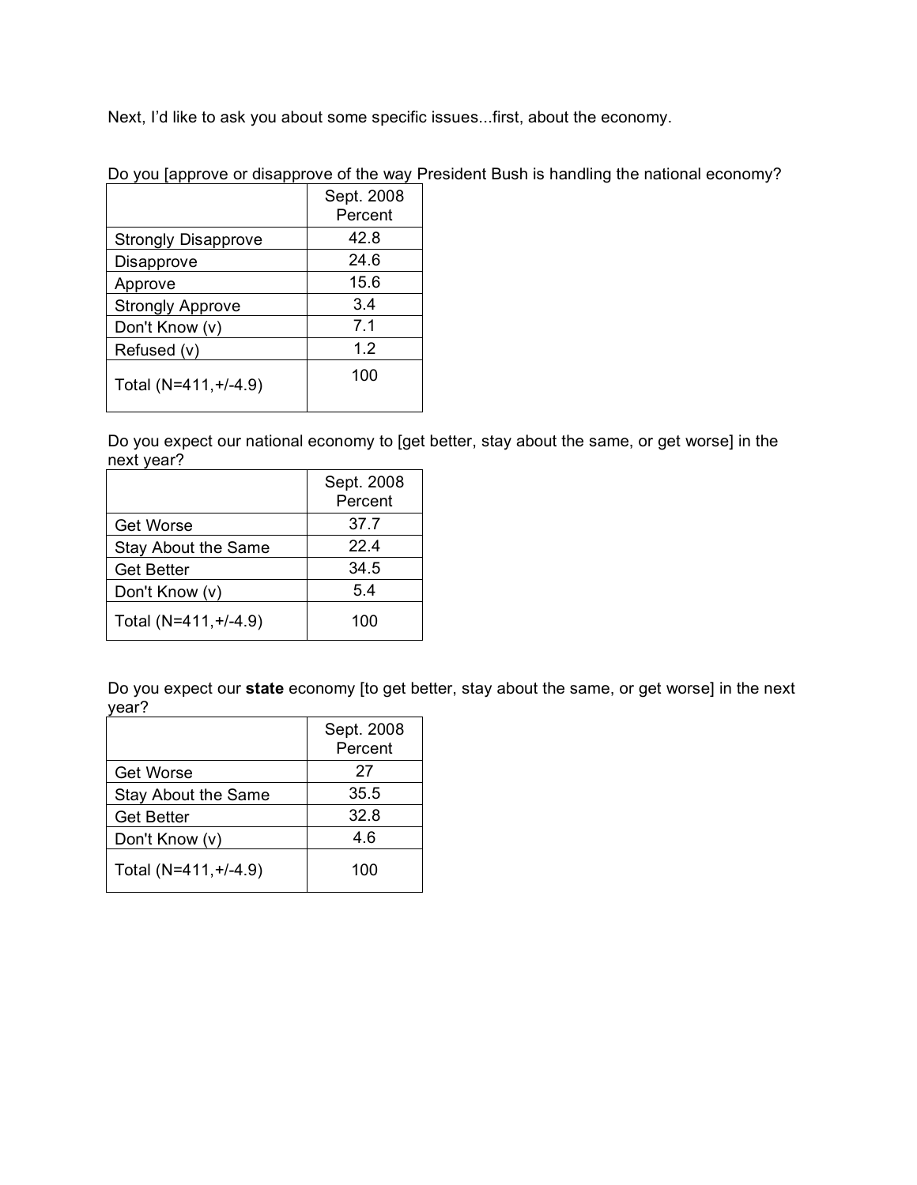Next, I'd like to ask you about some specific issues...first, about the economy.

Do you [approve or disapprove of the way President Bush is handling the national economy?

| | Sept. 2008 Percent |
|---|---|
| Strongly Disapprove | 42.8 |
| Disapprove | 24.6 |
| Approve | 15.6 |
| Strongly Approve | 3.4 |
| Don't Know (v) | 7.1 |
| Refused (v) | 1.2 |
| Total (N=411,+/-4.9) | 100 |

Do you expect our national economy to [get better, stay about the same, or get worse] in the next year?

| | Sept. 2008 Percent |
|---|---|
| Get Worse | 37.7 |
| Stay About the Same | 22.4 |
| Get Better | 34.5 |
| Don't Know (v) | 5.4 |
| Total (N=411,+/-4.9) | 100 |

Do you expect our **state** economy [to get better, stay about the same, or get worse] in the next year?

| | Sept. 2008 Percent |
|---|---|
| Get Worse | 27 |
| Stay About the Same | 35.5 |
| Get Better | 32.8 |
| Don't Know (v) | 4.6 |
| Total (N=411,+/-4.9) | 100 |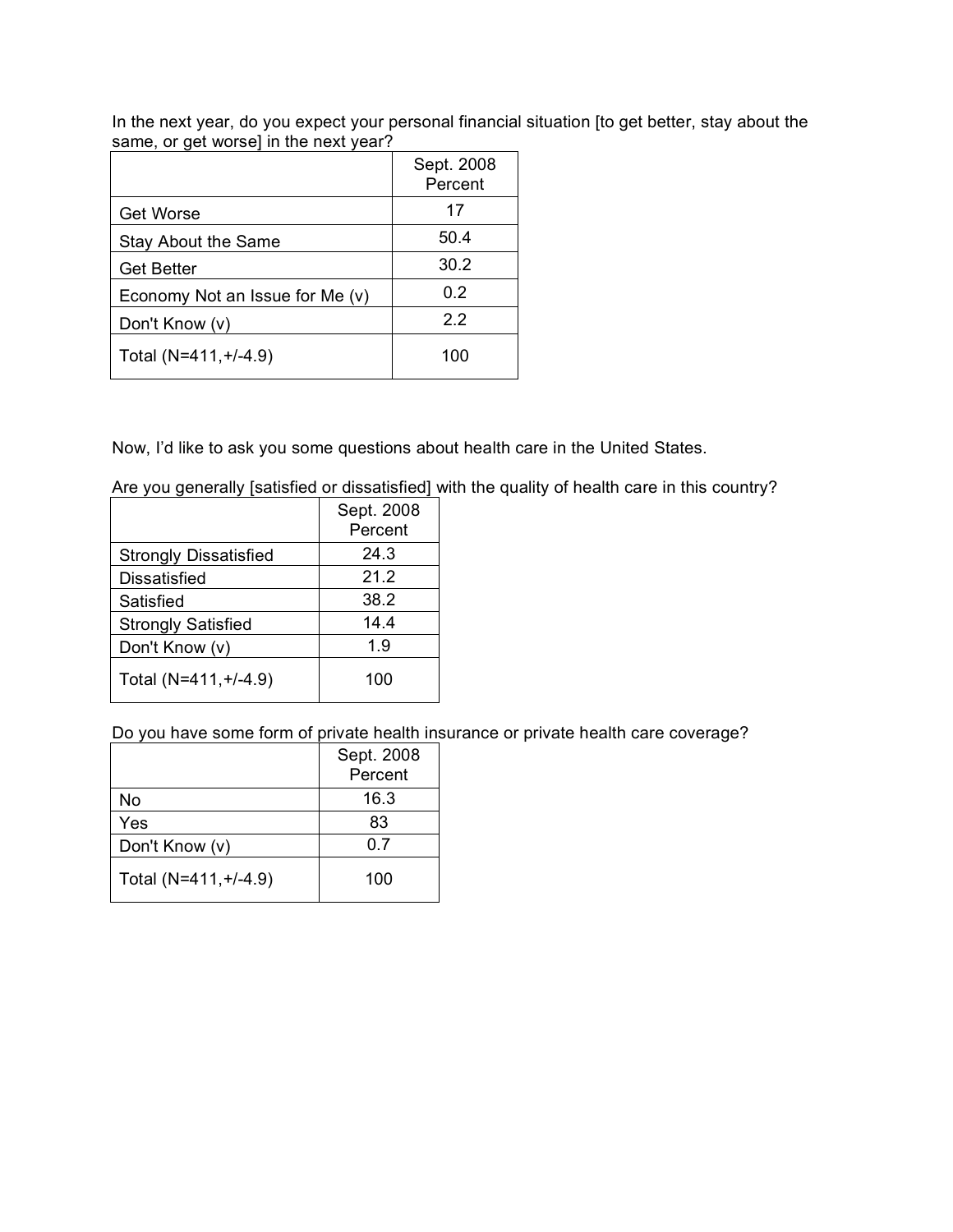In the next year, do you expect your personal financial situation [to get better, stay about the same, or get worse] in the next year?

| | Sept. 2008 Percent |
|---|---|
| Get Worse | 17 |
| Stay About the Same | 50.4 |
| Get Better | 30.2 |
| Economy Not an Issue for Me (v) | 0.2 |
| Don't Know (v) | 2.2 |
| Total (N=411,+/-4.9) | 100 |

Now, I'd like to ask you some questions about health care in the United States.

Are you generally [satisfied or dissatisfied] with the quality of health care in this country?

| | Sept. 2008 Percent |
|---|---|
| Strongly Dissatisfied | 24.3 |
| Dissatisfied | 21.2 |
| Satisfied | 38.2 |
| Strongly Satisfied | 14.4 |
| Don't Know (v) | 1.9 |
| Total (N=411,+/-4.9) | 100 |

Do you have some form of private health insurance or private health care coverage?

| | Sept. 2008 Percent |
|---|---|
| No | 16.3 |
| Yes | 83 |
| Don't Know (v) | 0.7 |
| Total (N=411,+/-4.9) | 100 |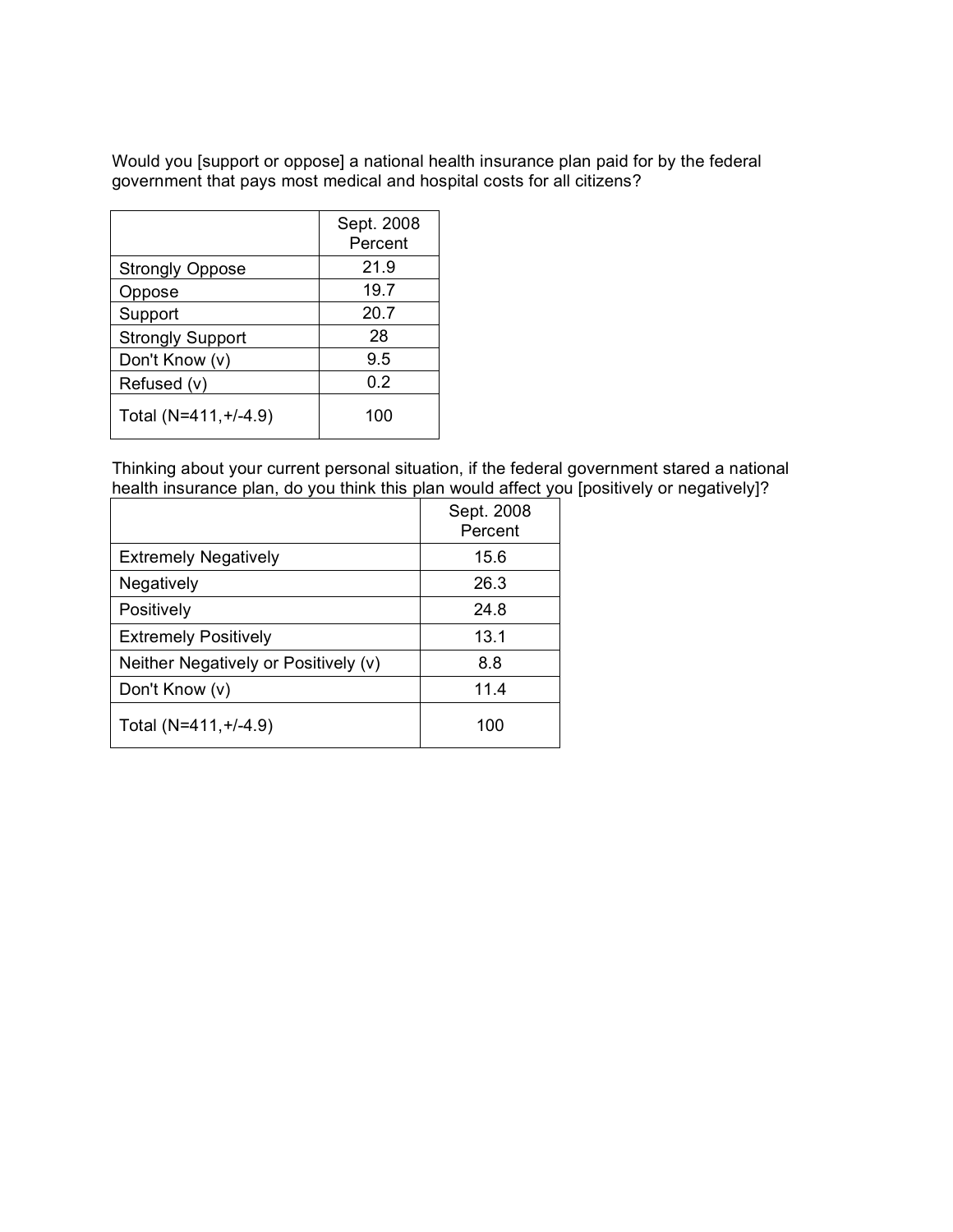Would you [support or oppose] a national health insurance plan paid for by the federal government that pays most medical and hospital costs for all citizens?

| | Sept. 2008 Percent |
|---|---|
| Strongly Oppose | 21.9 |
| Oppose | 19.7 |
| Support | 20.7 |
| Strongly Support | 28 |
| Don't Know (v) | 9.5 |
| Refused (v) | 0.2 |
| Total (N=411,+/-4.9) | 100 |

Thinking about your current personal situation, if the federal government stared a national health insurance plan, do you think this plan would affect you [positively or negatively]?

| | Sept. 2008 Percent |
|---|---|
| Extremely Negatively | 15.6 |
| Negatively | 26.3 |
| Positively | 24.8 |
| Extremely Positively | 13.1 |
| Neither Negatively or Positively (v) | 8.8 |
| Don't Know (v) | 11.4 |
| Total (N=411,+/-4.9) | 100 |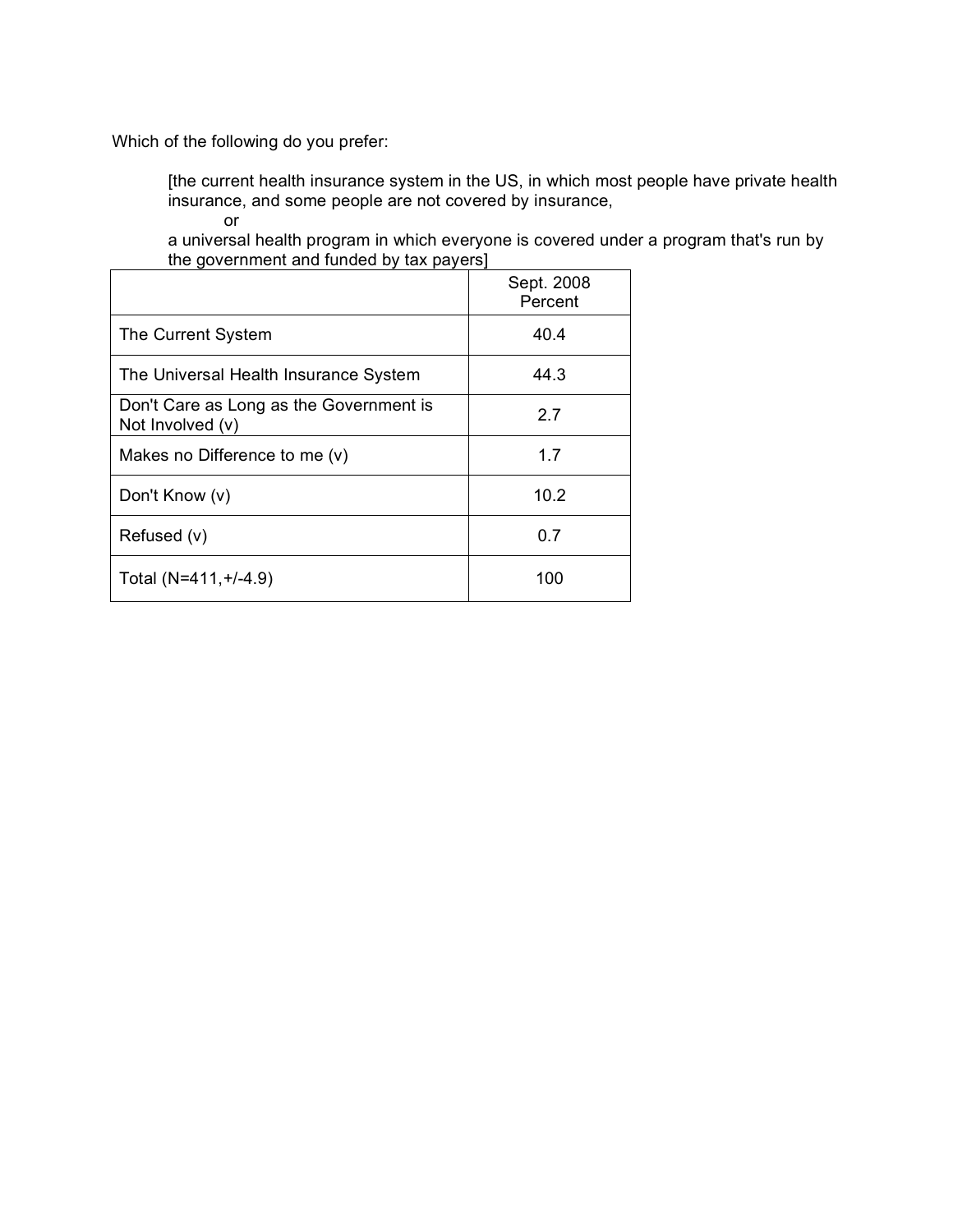Which of the following do you prefer:

> [the current health insurance system in the US, in which most people have private health insurance, and some people are not covered by insurance,
>
> or
>
> a universal health program in which everyone is covered under a program that's run by the government and funded by tax payers]

| | Sept. 2008 Percent |
|---|---|
| The Current System | 40.4 |
| The Universal Health Insurance System | 44.3 |
| Don't Care as Long as the Government is Not Involved (v) | 2.7 |
| Makes no Difference to me (v) | 1.7 |
| Don't Know (v) | 10.2 |
| Refused (v) | 0.7 |
| Total (N=411,+/-4.9) | 100 |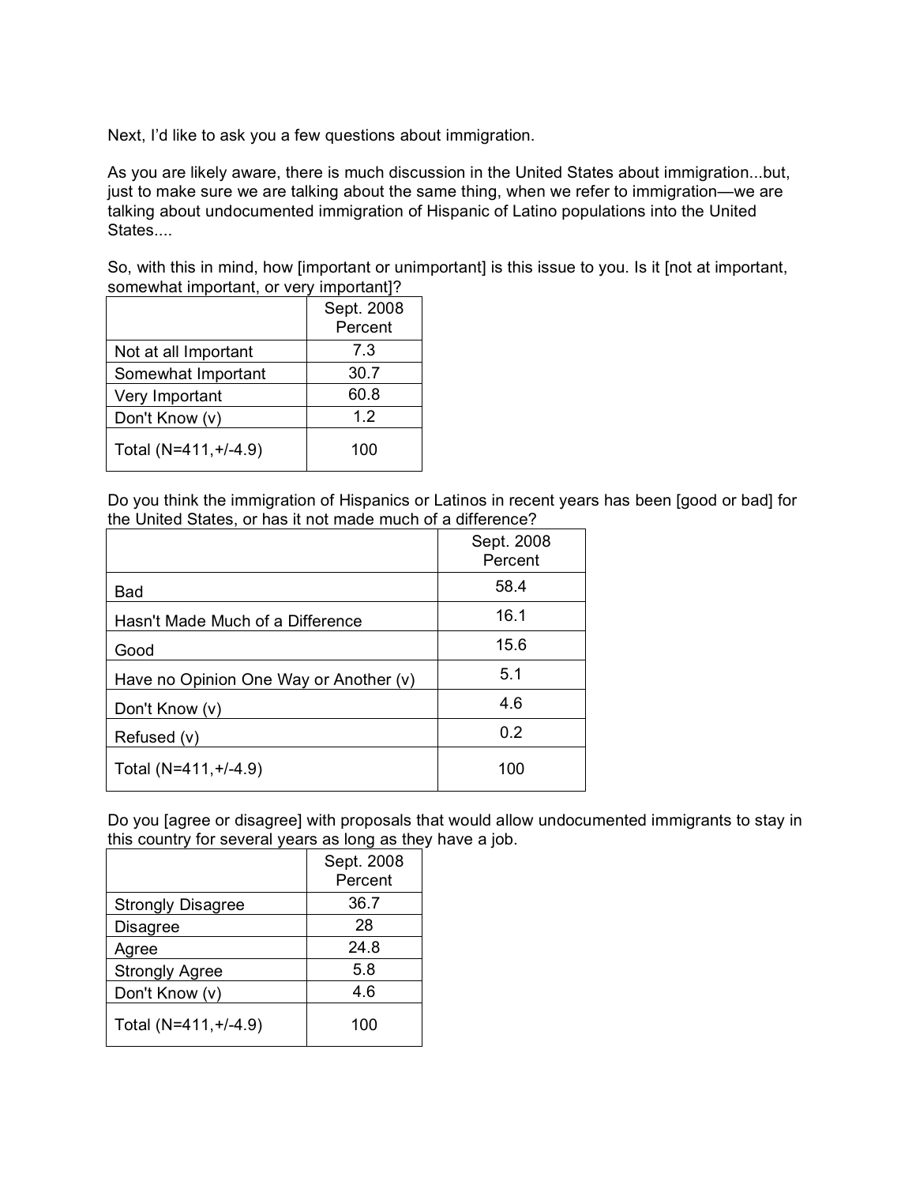Next, I'd like to ask you a few questions about immigration.

As you are likely aware, there is much discussion in the United States about immigration...but, just to make sure we are talking about the same thing, when we refer to immigration—we are talking about undocumented immigration of Hispanic of Latino populations into the United States....

So, with this in mind, how [important or unimportant] is this issue to you. Is it [not at important, somewhat important, or very important]?

| | Sept. 2008 Percent |
|---|---|
| Not at all Important | 7.3 |
| Somewhat Important | 30.7 |
| Very Important | 60.8 |
| Don't Know (v) | 1.2 |
| Total (N=411,+/-4.9) | 100 |

Do you think the immigration of Hispanics or Latinos in recent years has been [good or bad] for the United States, or has it not made much of a difference?

| | Sept. 2008 Percent |
|---|---|
| Bad | 58.4 |
| Hasn't Made Much of a Difference | 16.1 |
| Good | 15.6 |
| Have no Opinion One Way or Another (v) | 5.1 |
| Don't Know (v) | 4.6 |
| Refused (v) | 0.2 |
| Total (N=411,+/-4.9) | 100 |

Do you [agree or disagree] with proposals that would allow undocumented immigrants to stay in this country for several years as long as they have a job.

| | Sept. 2008 Percent |
|---|---|
| Strongly Disagree | 36.7 |
| Disagree | 28 |
| Agree | 24.8 |
| Strongly Agree | 5.8 |
| Don't Know (v) | 4.6 |
| Total (N=411,+/-4.9) | 100 |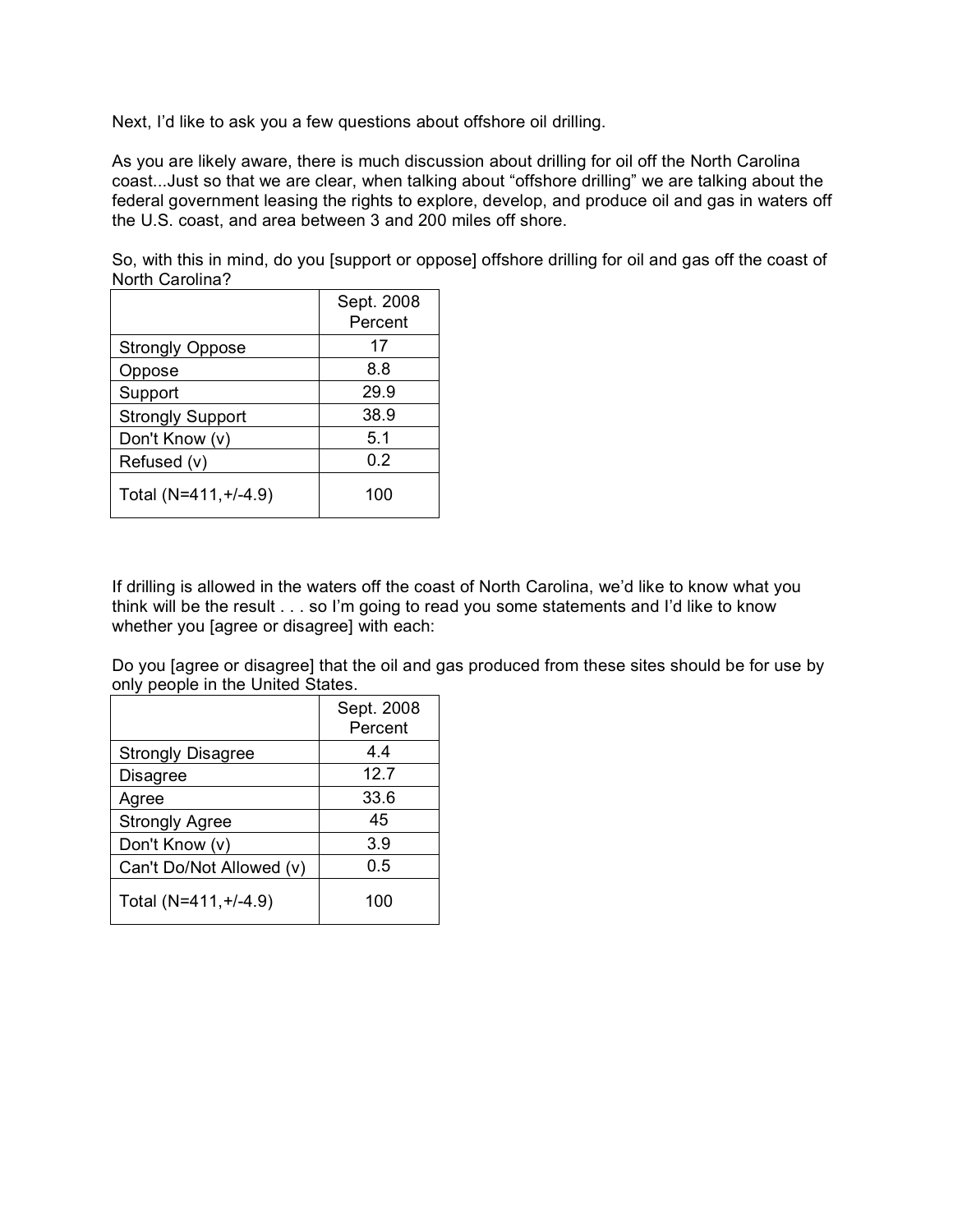Next, I'd like to ask you a few questions about offshore oil drilling.

As you are likely aware, there is much discussion about drilling for oil off the North Carolina coast...Just so that we are clear, when talking about "offshore drilling" we are talking about the federal government leasing the rights to explore, develop, and produce oil and gas in waters off the U.S. coast, and area between 3 and 200 miles off shore.

So, with this in mind, do you [support or oppose] offshore drilling for oil and gas off the coast of North Carolina?

| | Sept. 2008 Percent |
|---|---|
| Strongly Oppose | 17 |
| Oppose | 8.8 |
| Support | 29.9 |
| Strongly Support | 38.9 |
| Don't Know (v) | 5.1 |
| Refused (v) | 0.2 |
| Total (N=411,+/-4.9) | 100 |

If drilling is allowed in the waters off the coast of North Carolina, we'd like to know what you think will be the result . . . so I'm going to read you some statements and I'd like to know whether you [agree or disagree] with each:

Do you [agree or disagree] that the oil and gas produced from these sites should be for use by only people in the United States.

| | Sept. 2008 Percent |
|---|---|
| Strongly Disagree | 4.4 |
| Disagree | 12.7 |
| Agree | 33.6 |
| Strongly Agree | 45 |
| Don't Know (v) | 3.9 |
| Can't Do/Not Allowed (v) | 0.5 |
| Total (N=411,+/-4.9) | 100 |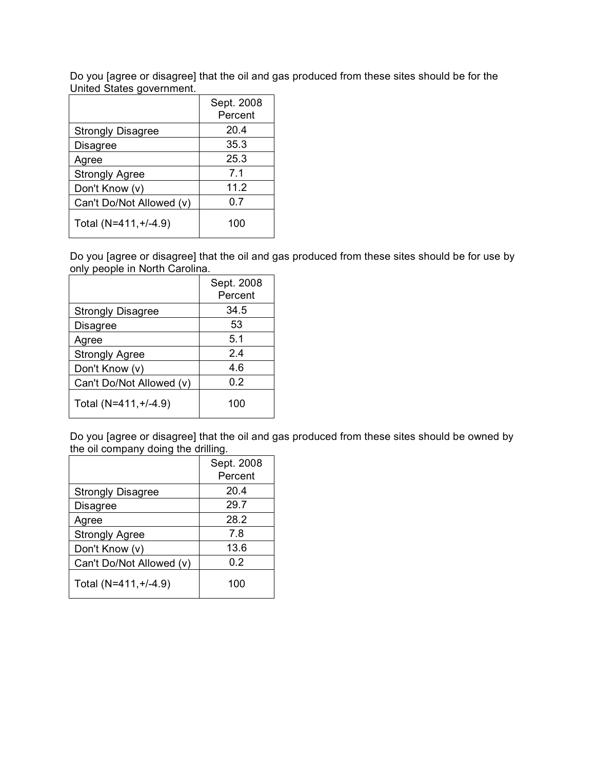Do you [agree or disagree] that the oil and gas produced from these sites should be for the United States government.

| | Sept. 2008 Percent |
|---|---|
| Strongly Disagree | 20.4 |
| Disagree | 35.3 |
| Agree | 25.3 |
| Strongly Agree | 7.1 |
| Don't Know (v) | 11.2 |
| Can't Do/Not Allowed (v) | 0.7 |
| Total (N=411,+/-4.9) | 100 |

Do you [agree or disagree] that the oil and gas produced from these sites should be for use by only people in North Carolina.

| | Sept. 2008 Percent |
|---|---|
| Strongly Disagree | 34.5 |
| Disagree | 53 |
| Agree | 5.1 |
| Strongly Agree | 2.4 |
| Don't Know (v) | 4.6 |
| Can't Do/Not Allowed (v) | 0.2 |
| Total (N=411,+/-4.9) | 100 |

Do you [agree or disagree] that the oil and gas produced from these sites should be owned by the oil company doing the drilling.

| | Sept. 2008 Percent |
|---|---|
| Strongly Disagree | 20.4 |
| Disagree | 29.7 |
| Agree | 28.2 |
| Strongly Agree | 7.8 |
| Don't Know (v) | 13.6 |
| Can't Do/Not Allowed (v) | 0.2 |
| Total (N=411,+/-4.9) | 100 |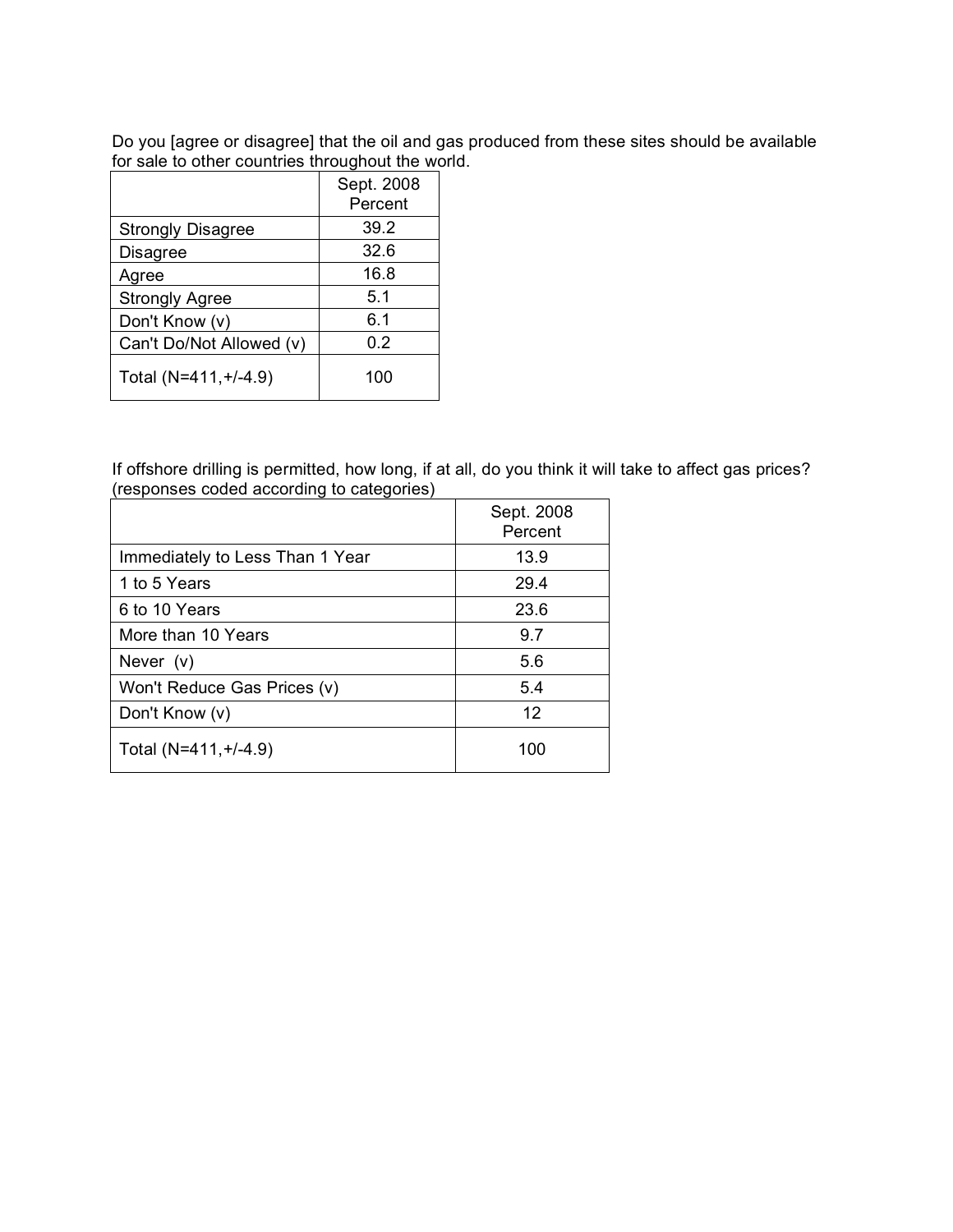Do you [agree or disagree] that the oil and gas produced from these sites should be available for sale to other countries throughout the world.

| | Sept. 2008 Percent |
|---|---|
| Strongly Disagree | 39.2 |
| Disagree | 32.6 |
| Agree | 16.8 |
| Strongly Agree | 5.1 |
| Don't Know (v) | 6.1 |
| Can't Do/Not Allowed (v) | 0.2 |
| Total (N=411,+/-4.9) | 100 |

If offshore drilling is permitted, how long, if at all, do you think it will take to affect gas prices? (responses coded according to categories)

| | Sept. 2008 Percent |
|---|---|
| Immediately to Less Than 1 Year | 13.9 |
| 1 to 5 Years | 29.4 |
| 6 to 10 Years | 23.6 |
| More than 10 Years | 9.7 |
| Never (v) | 5.6 |
| Won't Reduce Gas Prices (v) | 5.4 |
| Don't Know (v) | 12 |
| Total (N=411,+/-4.9) | 100 |